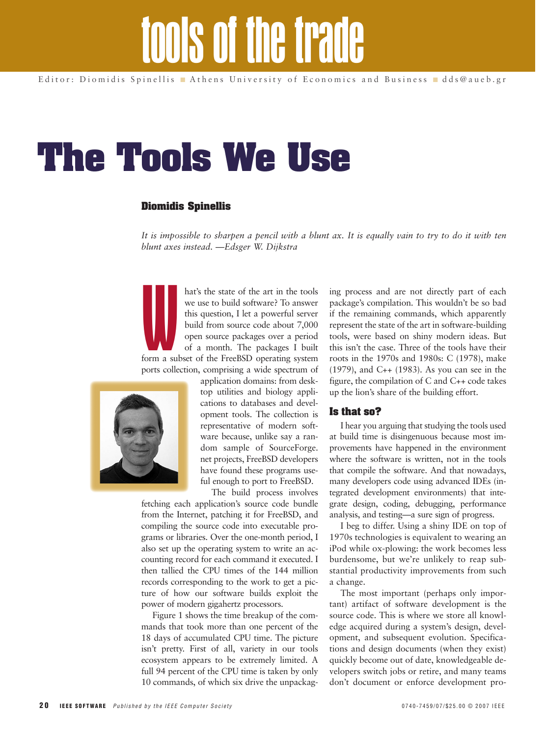# The Tools We Use

**Diomidis Spinellis**

*It is impossible to sharpen a pencil with a blunt ax. It is equally vain to try to do it with ten blunt axes instead. —Edsger W. Dijkstra*

What's the state of the art in the tools we use to build software? To answer this question, I let a powerful server build from source code about 7,000 open source packages over a period of a month. The packages I built form a subset of the FreeBSD operating system ports collection, comprising a wide spectrum of application domains: from desktop utilities and biology applications to databases and development tools. The collection is representative of modern software because, unlike say a random sample of SourceForge.net projects, FreeBSD developers have found these programs useful enough to port to FreeBSD.

The build process involves fetching each application's source code bundle from the Internet, patching it for FreeBSD, and compiling the source code into executable programs or libraries. Over the one-month period, I also set up the operating system to write an accounting record for each command it executed. I then tallied the CPU times of the 144 million records corresponding to the work to get a picture of how our software builds exploit the power of modern gigahertz processors.

Figure 1 shows the time breakup of the commands that took more than one percent of the 18 days of accumulated CPU time. The picture isn't pretty. First of all, variety in our tools ecosystem appears to be extremely limited. A full 94 percent of the CPU time is taken by only 10 commands, of which six drive the unpacking process and are not directly part of each package's compilation. This wouldn't be so bad if the remaining commands, which apparently represent the state of the art in software-building tools, were based on shiny modern ideas. But this isn't the case. Three of the tools have their roots in the 1970s and 1980s: C (1978), make (1979), and C++ (1983). As you can see in the figure, the compilation of C and C++ code takes up the lion's share of the building effort.

## Is that so?

I hear you arguing that studying the tools used at build time is disingenuous because most improvements have happened in the environment where the software is written, not in the tools that compile the software. And that nowadays, many developers code using advanced IDEs (integrated development environments) that integrate design, coding, debugging, performance analysis, and testing—a sure sign of progress.

I beg to differ. Using a shiny IDE on top of 1970s technologies is equivalent to wearing an iPod while ox-plowing: the work becomes less burdensome, but we're unlikely to reap substantial productivity improvements from such a change.

The most important (perhaps only important) artifact of software development is the source code. This is where we store all knowledge acquired during a system's design, development, and subsequent evolution. Specifications and design documents (when they exist) quickly become out of date, knowledgeable developers switch jobs or retire, and many teams don't document or enforce development pro-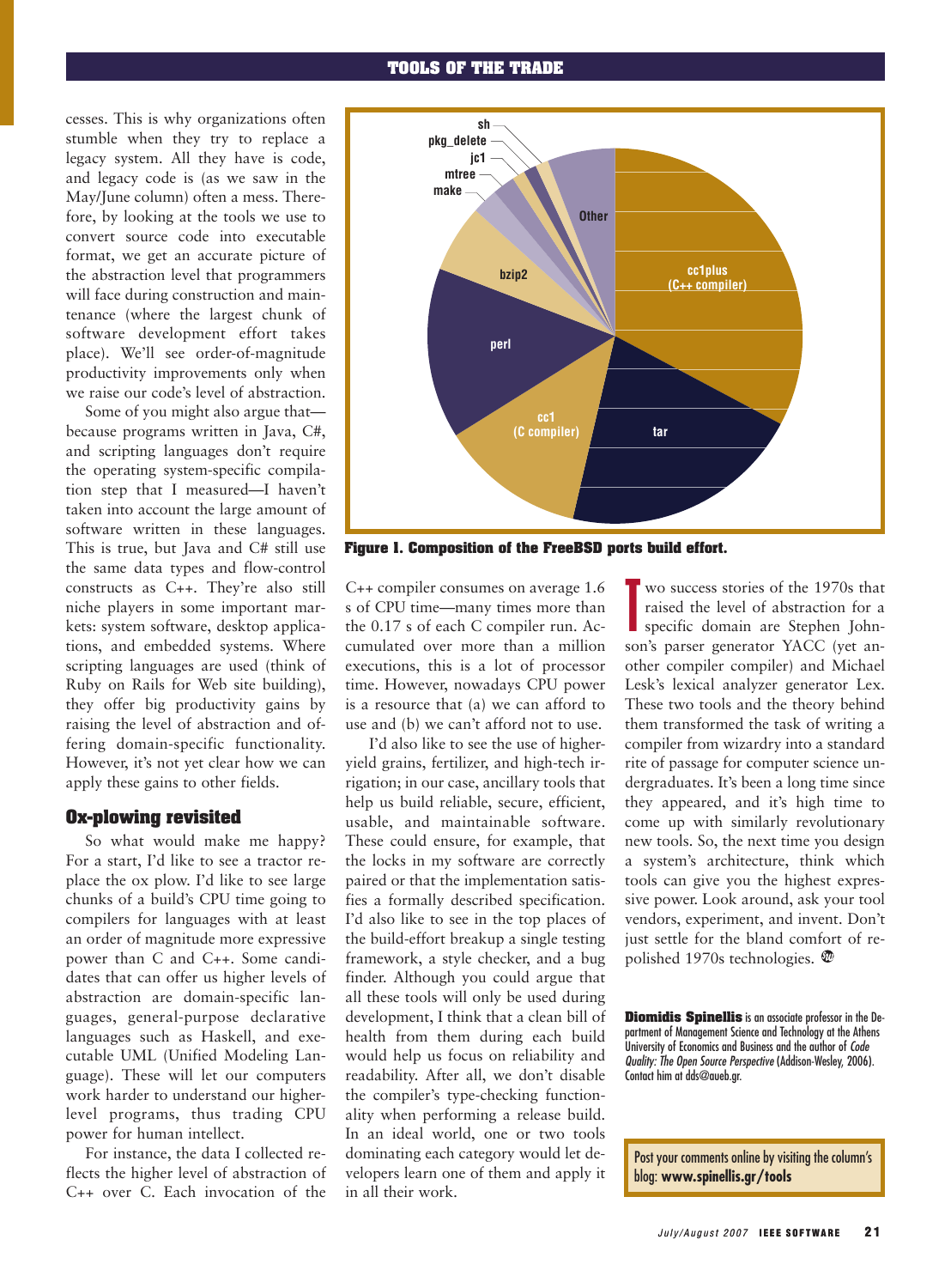cesses. This is why organizations often stumble when they try to replace a legacy system. All they have is code, and legacy code is (as we saw in the May/June column) often a mess. Therefore, by looking at the tools we use to convert source code into executable format, we get an accurate picture of the abstraction level that programmers will face during construction and maintenance (where the largest chunk of software development effort takes place). We'll see order-of-magnitude productivity improvements only when we raise our code's level of abstraction.

Some of you might also argue that—because programs written in Java, C#, and scripting languages don't require the operating system-specific compilation step that I measured—I haven't taken into account the large amount of software written in these languages. This is true, but Java and C# still use the same data types and flow-control constructs as C++. They're also still niche players in some important markets: system software, desktop applications, and embedded systems. Where scripting languages are used (think of Ruby on Rails for Web site building), they offer big productivity gains by raising the level of abstraction and offering domain-specific functionality. However, it's not yet clear how we can apply these gains to other fields.

## Ox-plowing revisited

So what would make me happy? For a start, I'd like to see a tractor replace the ox plow. I'd like to see large chunks of a build's CPU time going to compilers for languages with at least an order of magnitude more expressive power than C and C++. Some candidates that can offer us higher levels of abstraction are domain-specific languages, general-purpose declarative languages such as Haskell, and executable UML (Unified Modeling Language). These will let our computers work harder to understand our higher-level programs, thus trading CPU power for human intellect.

For instance, the data I collected reflects the higher level of abstraction of C++ over C. Each invocation of the C++ compiler consumes on average 1.6 s of CPU time—many times more than the 0.17 s of each C compiler run. Accumulated over more than a million executions, this is a lot of processor time. However, nowadays CPU power is a resource that (a) we can afford to use and (b) we can't afford not to use.

sh
pkg_delete
jc1
mtree
make
Other
bzip2
cc1plus
(C++ compiler)
perl
cc1
(C compiler)
tar

**Figure 1. Composition of the FreeBSD ports build effort.**

I'd also like to see the use of higher-yield grains, fertilizer, and high-tech irrigation; in our case, ancillary tools that help us build reliable, secure, efficient, usable, and maintainable software. These could ensure, for example, that the locks in my software are correctly paired or that the implementation satisfies a formally described specification. I'd also like to see in the top places of the build-effort breakup a single testing framework, a style checker, and a bug finder. Although you could argue that all these tools will only be used during development, I think that a clean bill of health from them during each build would help us focus on reliability and readability. After all, we don't disable the compiler's type-checking functionality when performing a release build. In an ideal world, one or two tools dominating each category would let developers learn one of them and apply it in all their work.

Two success stories of the 1970s that raised the level of abstraction for a specific domain are Stephen Johnson's parser generator YACC (yet another compiler compiler) and Michael Lesk's lexical analyzer generator Lex. These two tools and the theory behind them transformed the task of writing a compiler from wizardry into a standard rite of passage for computer science undergraduates. It's been a long time since they appeared, and it's high time to come up with similarly revolutionary new tools. So, the next time you design a system's architecture, think which tools can give you the highest expressive power. Look around, ask your tool vendors, experiment, and invent. Don't just settle for the bland comfort of re-polished 1970s technologies.

**Diomidis Spinellis** is an associate professor in the Department of Management Science and Technology at the Athens University of Economics and Business and the author of *Code Quality: The Open Source Perspective* (Addison-Wesley, 2006). Contact him at dds@aueb.gr.

Post your comments online by visiting the column's blog: **www.spinellis.gr/tools**